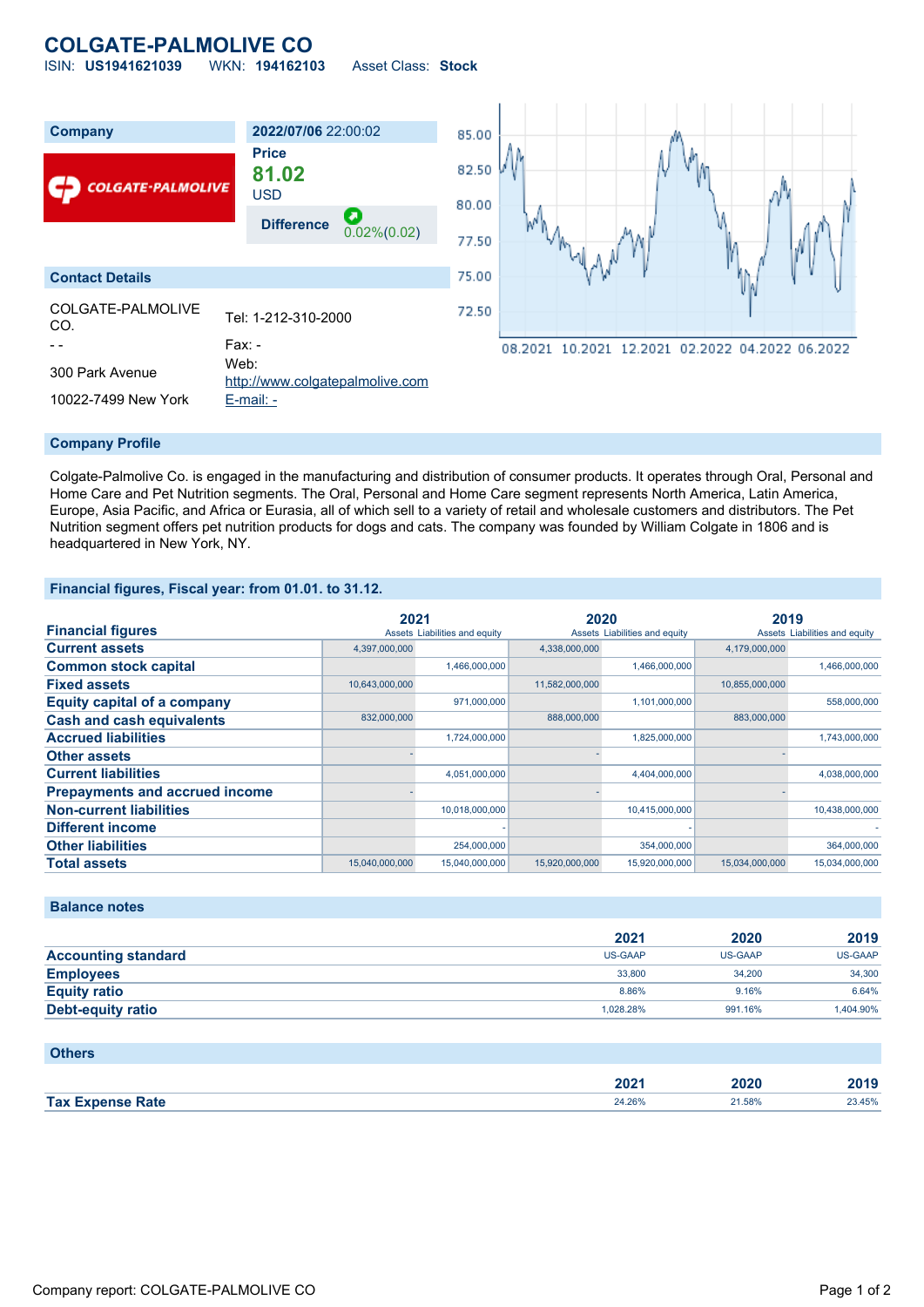# COLGATE-PALMOLIVE CO

ISIN: **US1941621039** WKN: **194162103** Asset Class: **Stock**

| Company | 2022/07/06 22:00:02 |
|---|---|
| | **Price** |
| | **81.02** |
| | USD |
| | **Difference** 0.02%(0.02) |

## Contact Details

| | |
|---|---|
| COLGATE-PALMOLIVE CO. | Tel: 1-212-310-2000 |
| - - | Fax: - |
| 300 Park Avenue | Web: http://www.colgatepalmolive.com |
| 10022-7499 New York | E-mail: - |

## Company Profile

Colgate-Palmolive Co. is engaged in the manufacturing and distribution of consumer products. It operates through Oral, Personal and Home Care and Pet Nutrition segments. The Oral, Personal and Home Care segment represents North America, Latin America, Europe, Asia Pacific, and Africa or Eurasia, all of which sell to a variety of retail and wholesale customers and distributors. The Pet Nutrition segment offers pet nutrition products for dogs and cats. The company was founded by William Colgate in 1806 and is headquartered in New York, NY.

## Financial figures, Fiscal year: from 01.01. to 31.12.

| Financial figures | 2021 | | 2020 | | 2019 | |
|---|---|---|---|---|---|---|
| | Assets | Liabilities and equity | Assets | Liabilities and equity | Assets | Liabilities and equity |
| **Current assets** | 4,397,000,000 | | 4,338,000,000 | | 4,179,000,000 | |
| **Common stock capital** | | 1,466,000,000 | | 1,466,000,000 | | 1,466,000,000 |
| **Fixed assets** | 10,643,000,000 | | 11,582,000,000 | | 10,855,000,000 | |
| **Equity capital of a company** | | 971,000,000 | | 1,101,000,000 | | 558,000,000 |
| **Cash and cash equivalents** | 832,000,000 | | 888,000,000 | | 883,000,000 | |
| **Accrued liabilities** | | 1,724,000,000 | | 1,825,000,000 | | 1,743,000,000 |
| **Other assets** | - | | - | | - | |
| **Current liabilities** | | 4,051,000,000 | | 4,404,000,000 | | 4,038,000,000 |
| **Prepayments and accrued income** | - | | - | | - | |
| **Non-current liabilities** | | 10,018,000,000 | | 10,415,000,000 | | 10,438,000,000 |
| **Different income** | | - | | - | | - |
| **Other liabilities** | | 254,000,000 | | 354,000,000 | | 364,000,000 |
| **Total assets** | 15,040,000,000 | 15,040,000,000 | 15,920,000,000 | 15,920,000,000 | 15,034,000,000 | 15,034,000,000 |

## Balance notes

| | 2021 | 2020 | 2019 |
|---|---|---|---|
| **Accounting standard** | US-GAAP | US-GAAP | US-GAAP |
| **Employees** | 33,800 | 34,200 | 34,300 |
| **Equity ratio** | 8.86% | 9.16% | 6.64% |
| **Debt-equity ratio** | 1,028.28% | 991.16% | 1,404.90% |

## Others

| | 2021 | 2020 | 2019 |
|---|---|---|---|
| **Tax Expense Rate** | 24.26% | 21.58% | 23.45% |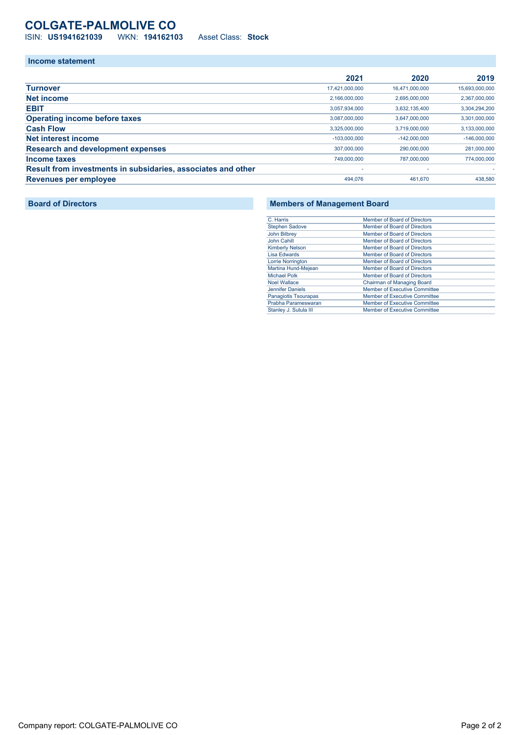# COLGATE-PALMOLIVE CO

ISIN: **US1941621039** WKN: **194162103** Asset Class: **Stock**

## Income statement

| | 2021 | 2020 | 2019 |
|---|---|---|---|
| **Turnover** | 17,421,000,000 | 16,471,000,000 | 15,693,000,000 |
| **Net income** | 2,166,000,000 | 2,695,000,000 | 2,367,000,000 |
| **EBIT** | 3,057,934,000 | 3,632,135,400 | 3,304,294,200 |
| **Operating income before taxes** | 3,087,000,000 | 3,647,000,000 | 3,301,000,000 |
| **Cash Flow** | 3,325,000,000 | 3,719,000,000 | 3,133,000,000 |
| **Net interest income** | -103,000,000 | -142,000,000 | -146,000,000 |
| **Research and development expenses** | 307,000,000 | 290,000,000 | 281,000,000 |
| **Income taxes** | 749,000,000 | 787,000,000 | 774,000,000 |
| **Result from investments in subsidaries, associates and other** | - | - | - |
| **Revenues per employee** | 494,076 | 461,670 | 438,580 |

## Board of Directors

## Members of Management Board

| | |
|---|---|
| C. Harris | Member of Board of Directors |
| Stephen Sadove | Member of Board of Directors |
| John Bilbrey | Member of Board of Directors |
| John Cahill | Member of Board of Directors |
| Kimberly Nelson | Member of Board of Directors |
| Lisa Edwards | Member of Board of Directors |
| Lorrie Norrington | Member of Board of Directors |
| Martina Hund-Mejean | Member of Board of Directors |
| Michael Polk | Member of Board of Directors |
| Noel Wallace | Chairman of Managing Board |
| Jennifer Daniels | Member of Executive Committee |
| Panagiotis Tsourapas | Member of Executive Committee |
| Prabha Parameswaran | Member of Executive Committee |
| Stanley J. Sutula III | Member of Executive Committee |